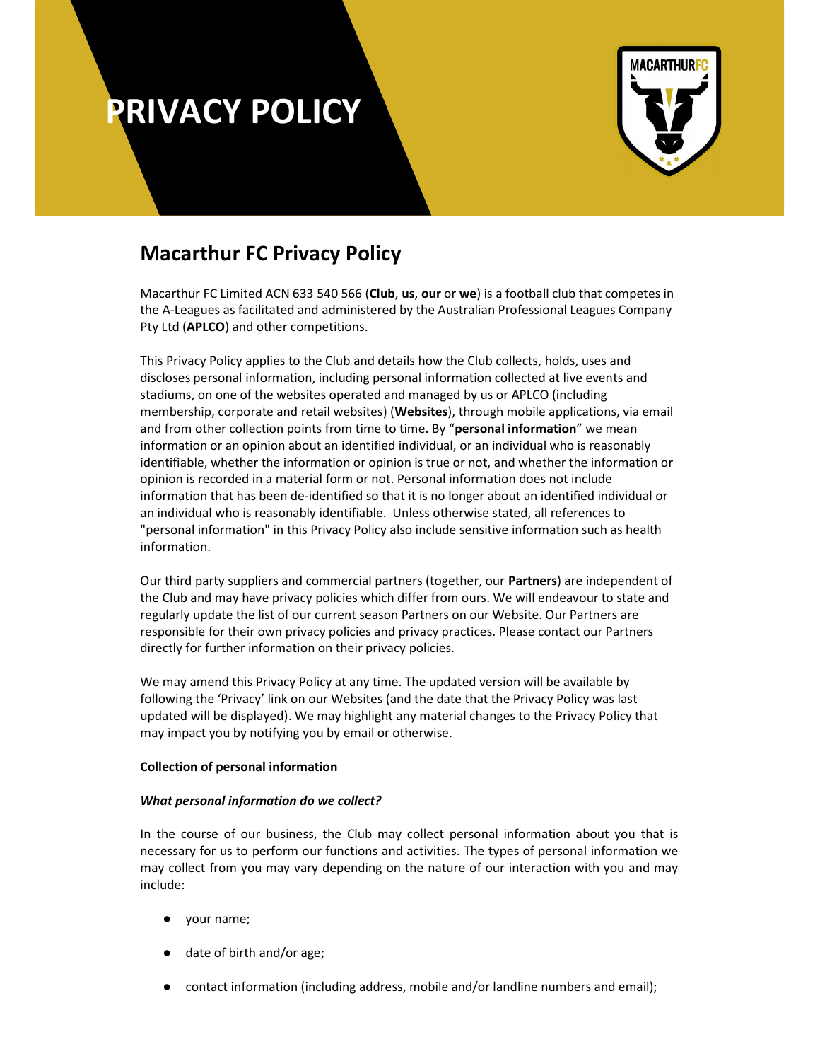# PRIVACY POLICY

## Macarthur FC Privacy Policy

Macarthur FC Limited ACN 633 540 566 (**Club**, **us**, **our** or **we**) is a football club that competes in the A-Leagues as facilitated and administered by the Australian Professional Leagues Company Pty Ltd (**APLCO**) and other competitions.

This Privacy Policy applies to the Club and details how the Club collects, holds, uses and discloses personal information, including personal information collected at live events and stadiums, on one of the websites operated and managed by us or APLCO (including membership, corporate and retail websites) (**Websites**), through mobile applications, via email and from other collection points from time to time. By "**personal information**" we mean information or an opinion about an identified individual, or an individual who is reasonably identifiable, whether the information or opinion is true or not, and whether the information or opinion is recorded in a material form or not. Personal information does not include information that has been de-identified so that it is no longer about an identified individual or an individual who is reasonably identifiable. Unless otherwise stated, all references to "personal information" in this Privacy Policy also include sensitive information such as health information.

Our third party suppliers and commercial partners (together, our **Partners**) are independent of the Club and may have privacy policies which differ from ours. We will endeavour to state and regularly update the list of our current season Partners on our Website. Our Partners are responsible for their own privacy policies and privacy practices. Please contact our Partners directly for further information on their privacy policies.

We may amend this Privacy Policy at any time. The updated version will be available by following the 'Privacy' link on our Websites (and the date that the Privacy Policy was last updated will be displayed). We may highlight any material changes to the Privacy Policy that may impact you by notifying you by email or otherwise.

**Collection of personal information**

***What personal information do we collect?***

In the course of our business, the Club may collect personal information about you that is necessary for us to perform our functions and activities. The types of personal information we may collect from you may vary depending on the nature of our interaction with you and may include:

- your name;
- date of birth and/or age;
- contact information (including address, mobile and/or landline numbers and email);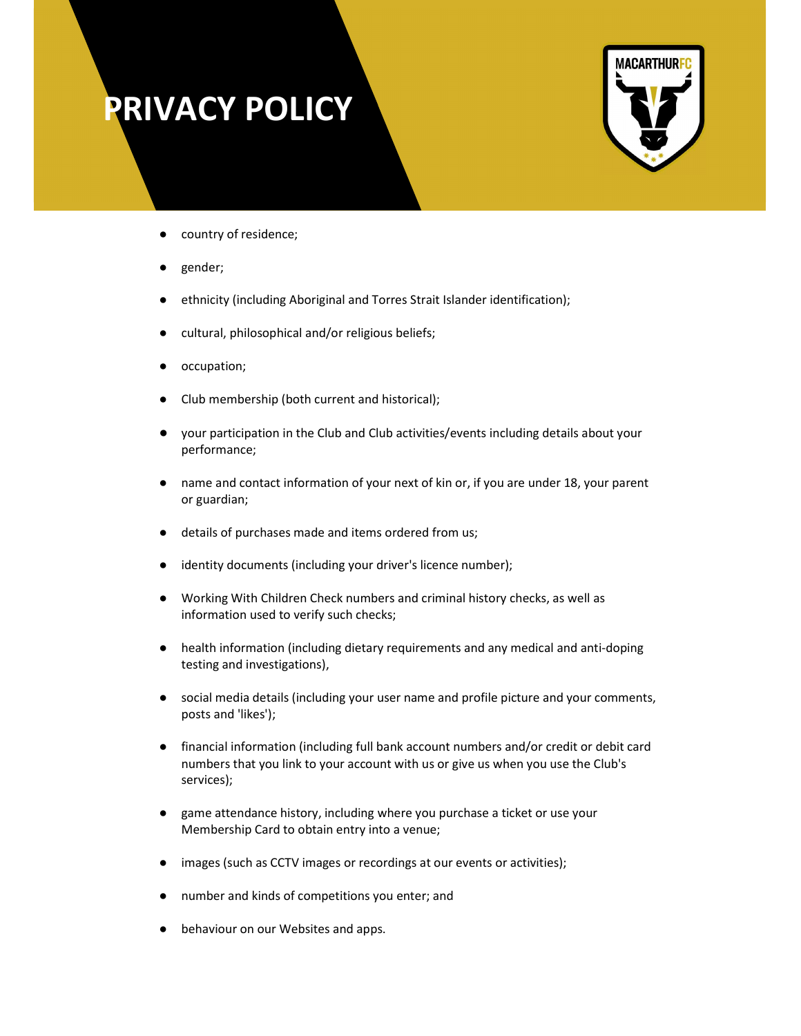- country of residence;
- gender;
- ethnicity (including Aboriginal and Torres Strait Islander identification);
- cultural, philosophical and/or religious beliefs;
- occupation;
- Club membership (both current and historical);
- your participation in the Club and Club activities/events including details about your performance;
- name and contact information of your next of kin or, if you are under 18, your parent or guardian;
- details of purchases made and items ordered from us;
- identity documents (including your driver's licence number);
- Working With Children Check numbers and criminal history checks, as well as information used to verify such checks;
- health information (including dietary requirements and any medical and anti-doping testing and investigations),
- social media details (including your user name and profile picture and your comments, posts and 'likes');
- financial information (including full bank account numbers and/or credit or debit card numbers that you link to your account with us or give us when you use the Club's services);
- game attendance history, including where you purchase a ticket or use your Membership Card to obtain entry into a venue;
- images (such as CCTV images or recordings at our events or activities);
- number and kinds of competitions you enter; and
- behaviour on our Websites and apps.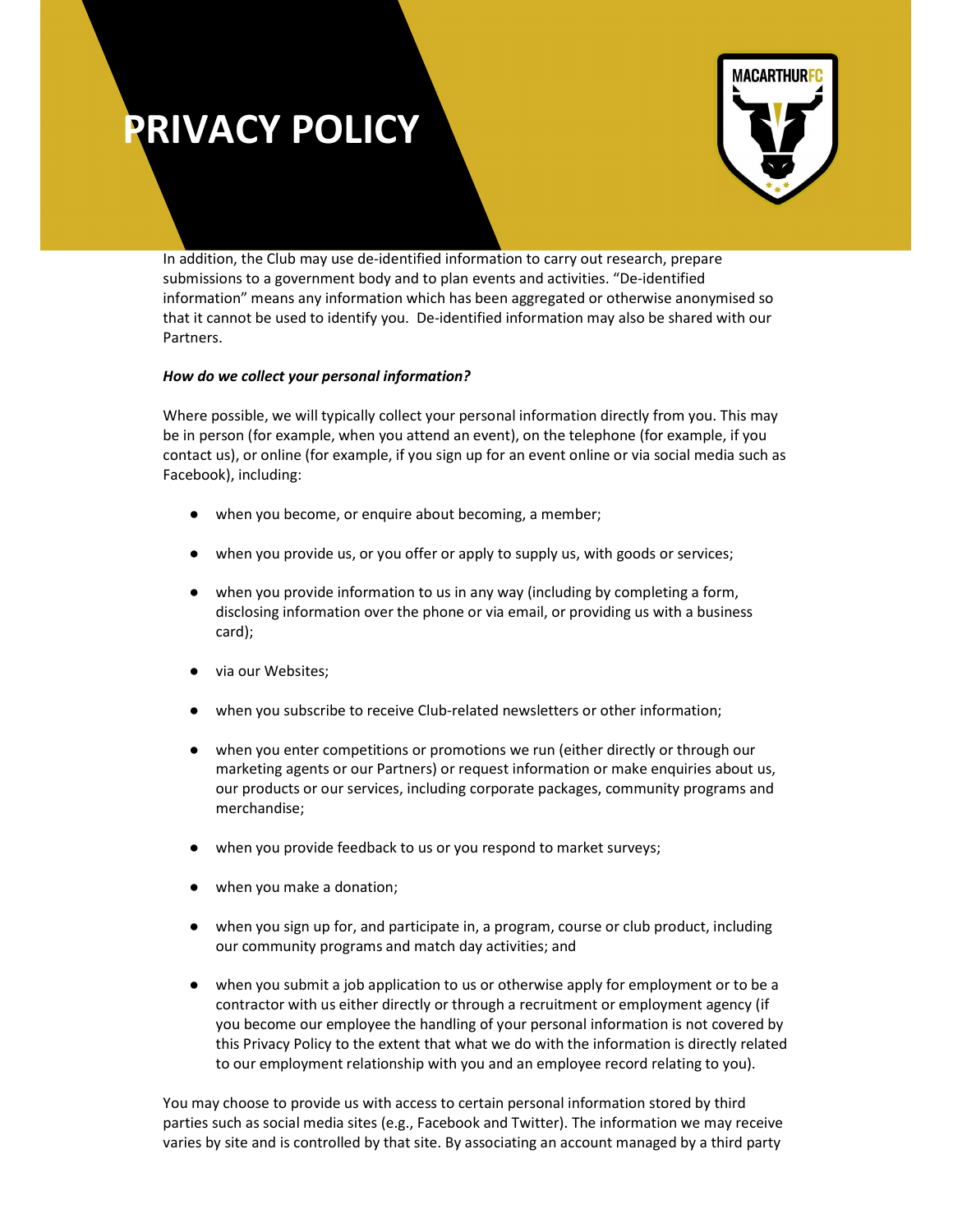In addition, the Club may use de-identified information to carry out research, prepare submissions to a government body and to plan events and activities. "De-identified information" means any information which has been aggregated or otherwise anonymised so that it cannot be used to identify you.  De-identified information may also be shared with our Partners.

***How do we collect your personal information?***

Where possible, we will typically collect your personal information directly from you. This may be in person (for example, when you attend an event), on the telephone (for example, if you contact us), or online (for example, if you sign up for an event online or via social media such as Facebook), including:

- when you become, or enquire about becoming, a member;
- when you provide us, or you offer or apply to supply us, with goods or services;
- when you provide information to us in any way (including by completing a form, disclosing information over the phone or via email, or providing us with a business card);
- via our Websites;
- when you subscribe to receive Club-related newsletters or other information;
- when you enter competitions or promotions we run (either directly or through our marketing agents or our Partners) or request information or make enquiries about us, our products or our services, including corporate packages, community programs and merchandise;
- when you provide feedback to us or you respond to market surveys;
- when you make a donation;
- when you sign up for, and participate in, a program, course or club product, including our community programs and match day activities; and
- when you submit a job application to us or otherwise apply for employment or to be a contractor with us either directly or through a recruitment or employment agency (if you become our employee the handling of your personal information is not covered by this Privacy Policy to the extent that what we do with the information is directly related to our employment relationship with you and an employee record relating to you).

You may choose to provide us with access to certain personal information stored by third parties such as social media sites (e.g., Facebook and Twitter). The information we may receive varies by site and is controlled by that site. By associating an account managed by a third party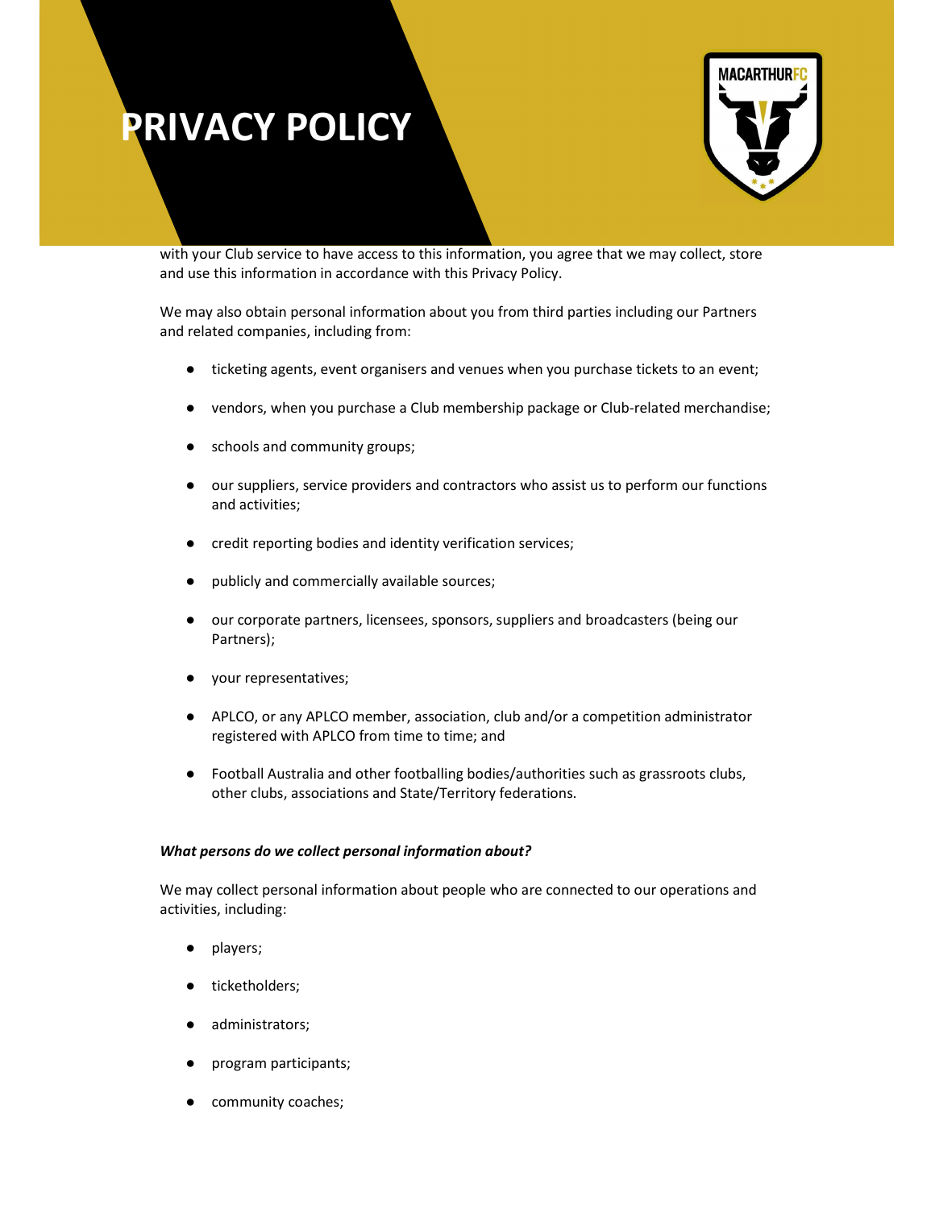# PRIVACY POLICY

with your Club service to have access to this information, you agree that we may collect, store and use this information in accordance with this Privacy Policy.

We may also obtain personal information about you from third parties including our Partners and related companies, including from:

- ticketing agents, event organisers and venues when you purchase tickets to an event;
- vendors, when you purchase a Club membership package or Club-related merchandise;
- schools and community groups;
- our suppliers, service providers and contractors who assist us to perform our functions and activities;
- credit reporting bodies and identity verification services;
- publicly and commercially available sources;
- our corporate partners, licensees, sponsors, suppliers and broadcasters (being our Partners);
- your representatives;
- APLCO, or any APLCO member, association, club and/or a competition administrator registered with APLCO from time to time; and
- Football Australia and other footballing bodies/authorities such as grassroots clubs, other clubs, associations and State/Territory federations.

***What persons do we collect personal information about?***

We may collect personal information about people who are connected to our operations and activities, including:

- players;
- ticketholders;
- administrators;
- program participants;
- community coaches;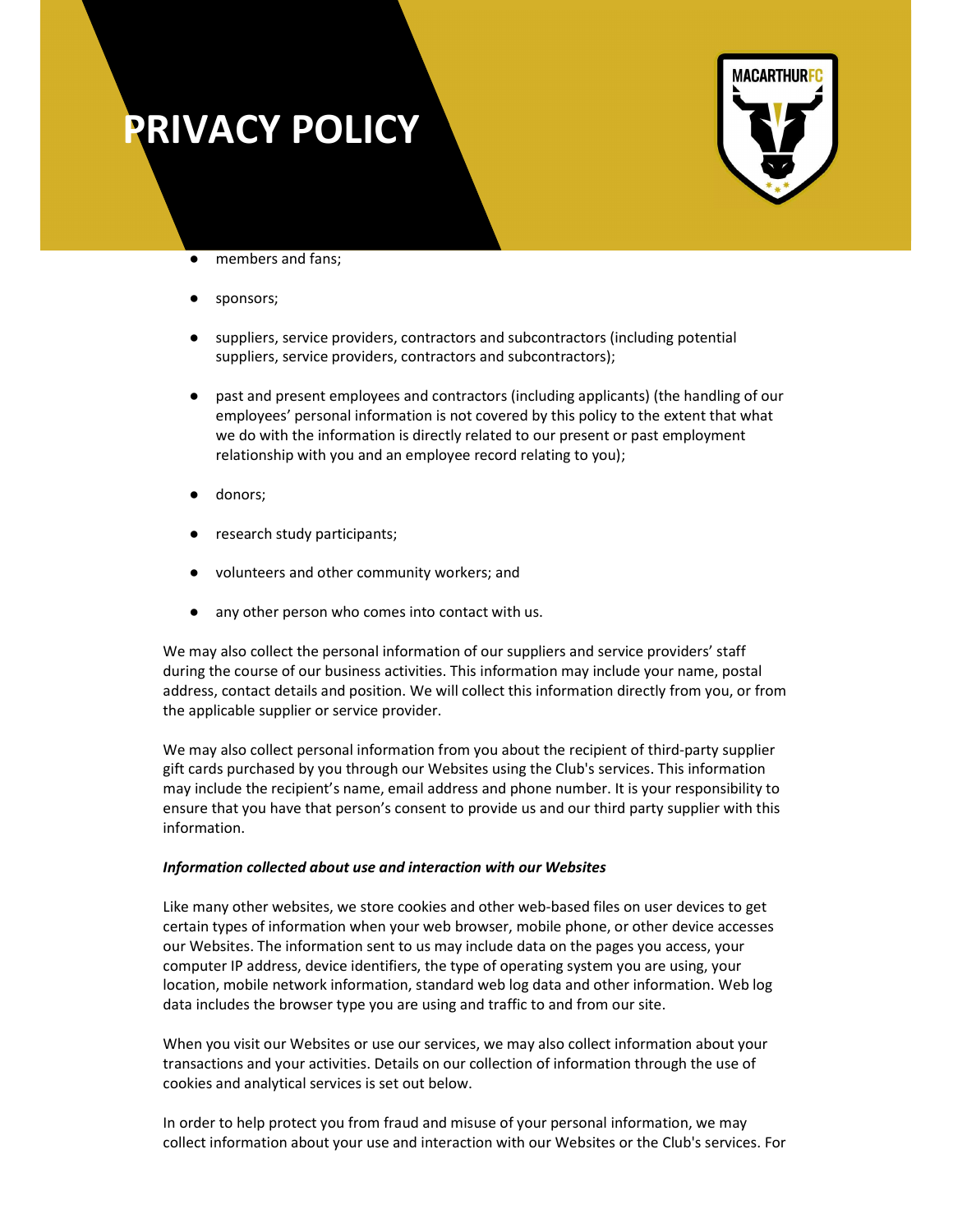- members and fans;
- sponsors;
- suppliers, service providers, contractors and subcontractors (including potential suppliers, service providers, contractors and subcontractors);
- past and present employees and contractors (including applicants) (the handling of our employees' personal information is not covered by this policy to the extent that what we do with the information is directly related to our present or past employment relationship with you and an employee record relating to you);
- donors;
- research study participants;
- volunteers and other community workers; and
- any other person who comes into contact with us.

We may also collect the personal information of our suppliers and service providers' staff during the course of our business activities. This information may include your name, postal address, contact details and position. We will collect this information directly from you, or from the applicable supplier or service provider.

We may also collect personal information from you about the recipient of third-party supplier gift cards purchased by you through our Websites using the Club's services. This information may include the recipient's name, email address and phone number. It is your responsibility to ensure that you have that person's consent to provide us and our third party supplier with this information.

***Information collected about use and interaction with our Websites***

Like many other websites, we store cookies and other web-based files on user devices to get certain types of information when your web browser, mobile phone, or other device accesses our Websites. The information sent to us may include data on the pages you access, your computer IP address, device identifiers, the type of operating system you are using, your location, mobile network information, standard web log data and other information. Web log data includes the browser type you are using and traffic to and from our site.

When you visit our Websites or use our services, we may also collect information about your transactions and your activities. Details on our collection of information through the use of cookies and analytical services is set out below.

In order to help protect you from fraud and misuse of your personal information, we may collect information about your use and interaction with our Websites or the Club's services. For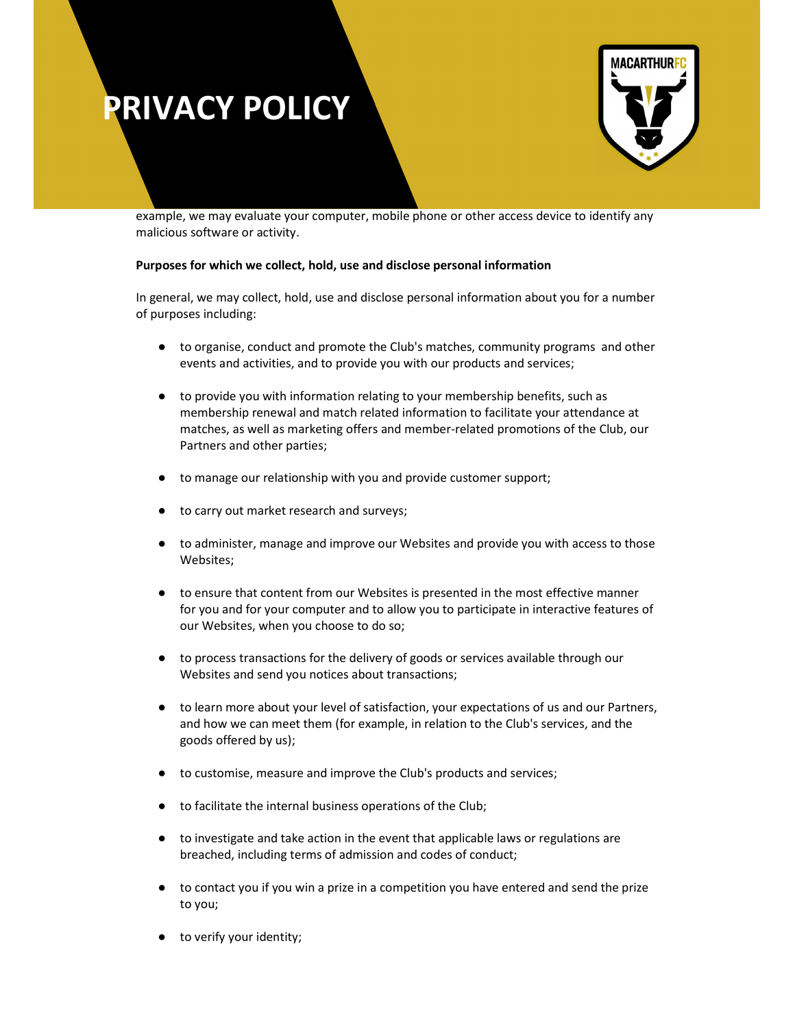example, we may evaluate your computer, mobile phone or other access device to identify any malicious software or activity.

**Purposes for which we collect, hold, use and disclose personal information**

In general, we may collect, hold, use and disclose personal information about you for a number of purposes including:

- to organise, conduct and promote the Club's matches, community programs and other events and activities, and to provide you with our products and services;
- to provide you with information relating to your membership benefits, such as membership renewal and match related information to facilitate your attendance at matches, as well as marketing offers and member-related promotions of the Club, our Partners and other parties;
- to manage our relationship with you and provide customer support;
- to carry out market research and surveys;
- to administer, manage and improve our Websites and provide you with access to those Websites;
- to ensure that content from our Websites is presented in the most effective manner for you and for your computer and to allow you to participate in interactive features of our Websites, when you choose to do so;
- to process transactions for the delivery of goods or services available through our Websites and send you notices about transactions;
- to learn more about your level of satisfaction, your expectations of us and our Partners, and how we can meet them (for example, in relation to the Club's services, and the goods offered by us);
- to customise, measure and improve the Club's products and services;
- to facilitate the internal business operations of the Club;
- to investigate and take action in the event that applicable laws or regulations are breached, including terms of admission and codes of conduct;
- to contact you if you win a prize in a competition you have entered and send the prize to you;
- to verify your identity;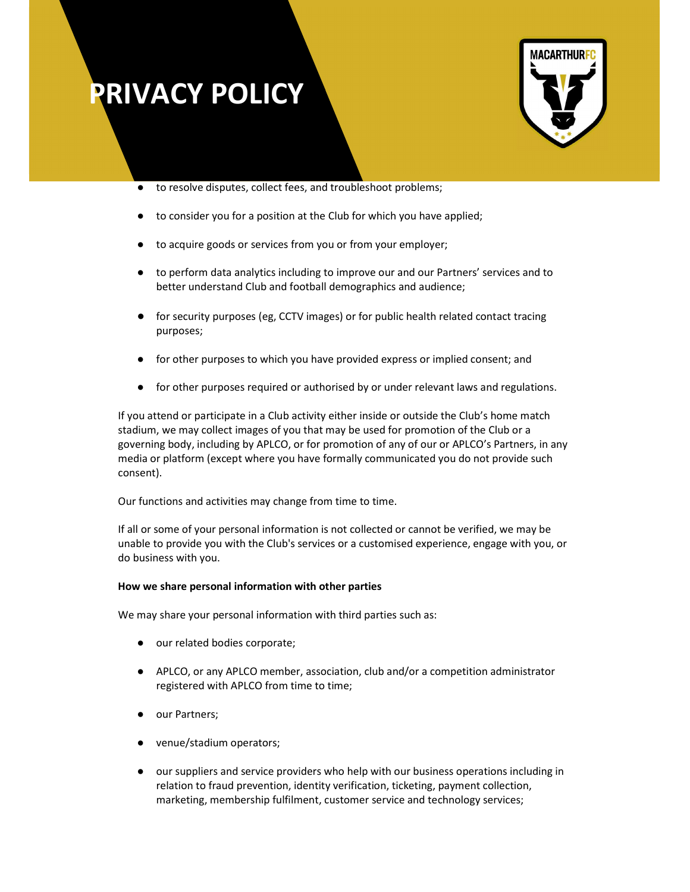- to resolve disputes, collect fees, and troubleshoot problems;
- to consider you for a position at the Club for which you have applied;
- to acquire goods or services from you or from your employer;
- to perform data analytics including to improve our and our Partners' services and to better understand Club and football demographics and audience;
- for security purposes (eg, CCTV images) or for public health related contact tracing purposes;
- for other purposes to which you have provided express or implied consent; and
- for other purposes required or authorised by or under relevant laws and regulations.

If you attend or participate in a Club activity either inside or outside the Club's home match stadium, we may collect images of you that may be used for promotion of the Club or a governing body, including by APLCO, or for promotion of any of our or APLCO's Partners, in any media or platform (except where you have formally communicated you do not provide such consent).

Our functions and activities may change from time to time.

If all or some of your personal information is not collected or cannot be verified, we may be unable to provide you with the Club's services or a customised experience, engage with you, or do business with you.

**How we share personal information with other parties**

We may share your personal information with third parties such as:

- our related bodies corporate;
- APLCO, or any APLCO member, association, club and/or a competition administrator registered with APLCO from time to time;
- our Partners;
- venue/stadium operators;
- our suppliers and service providers who help with our business operations including in relation to fraud prevention, identity verification, ticketing, payment collection, marketing, membership fulfilment, customer service and technology services;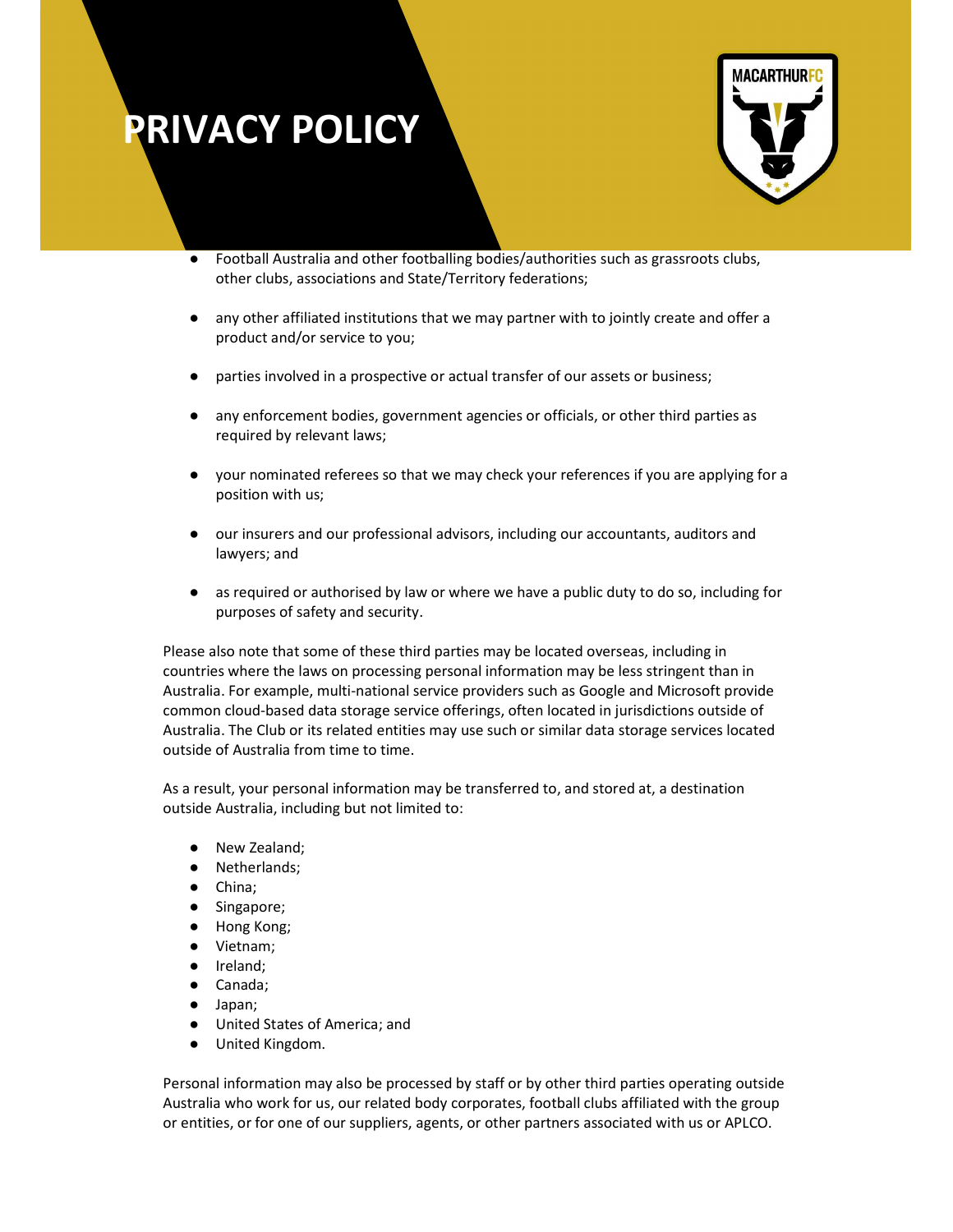- Football Australia and other footballing bodies/authorities such as grassroots clubs, other clubs, associations and State/Territory federations;
- any other affiliated institutions that we may partner with to jointly create and offer a product and/or service to you;
- parties involved in a prospective or actual transfer of our assets or business;
- any enforcement bodies, government agencies or officials, or other third parties as required by relevant laws;
- your nominated referees so that we may check your references if you are applying for a position with us;
- our insurers and our professional advisors, including our accountants, auditors and lawyers; and
- as required or authorised by law or where we have a public duty to do so, including for purposes of safety and security.

Please also note that some of these third parties may be located overseas, including in countries where the laws on processing personal information may be less stringent than in Australia. For example, multi-national service providers such as Google and Microsoft provide common cloud-based data storage service offerings, often located in jurisdictions outside of Australia. The Club or its related entities may use such or similar data storage services located outside of Australia from time to time.

As a result, your personal information may be transferred to, and stored at, a destination outside Australia, including but not limited to:

- New Zealand;
- Netherlands;
- China;
- Singapore;
- Hong Kong;
- Vietnam;
- Ireland;
- Canada;
- Japan;
- United States of America; and
- United Kingdom.

Personal information may also be processed by staff or by other third parties operating outside Australia who work for us, our related body corporates, football clubs affiliated with the group or entities, or for one of our suppliers, agents, or other partners associated with us or APLCO.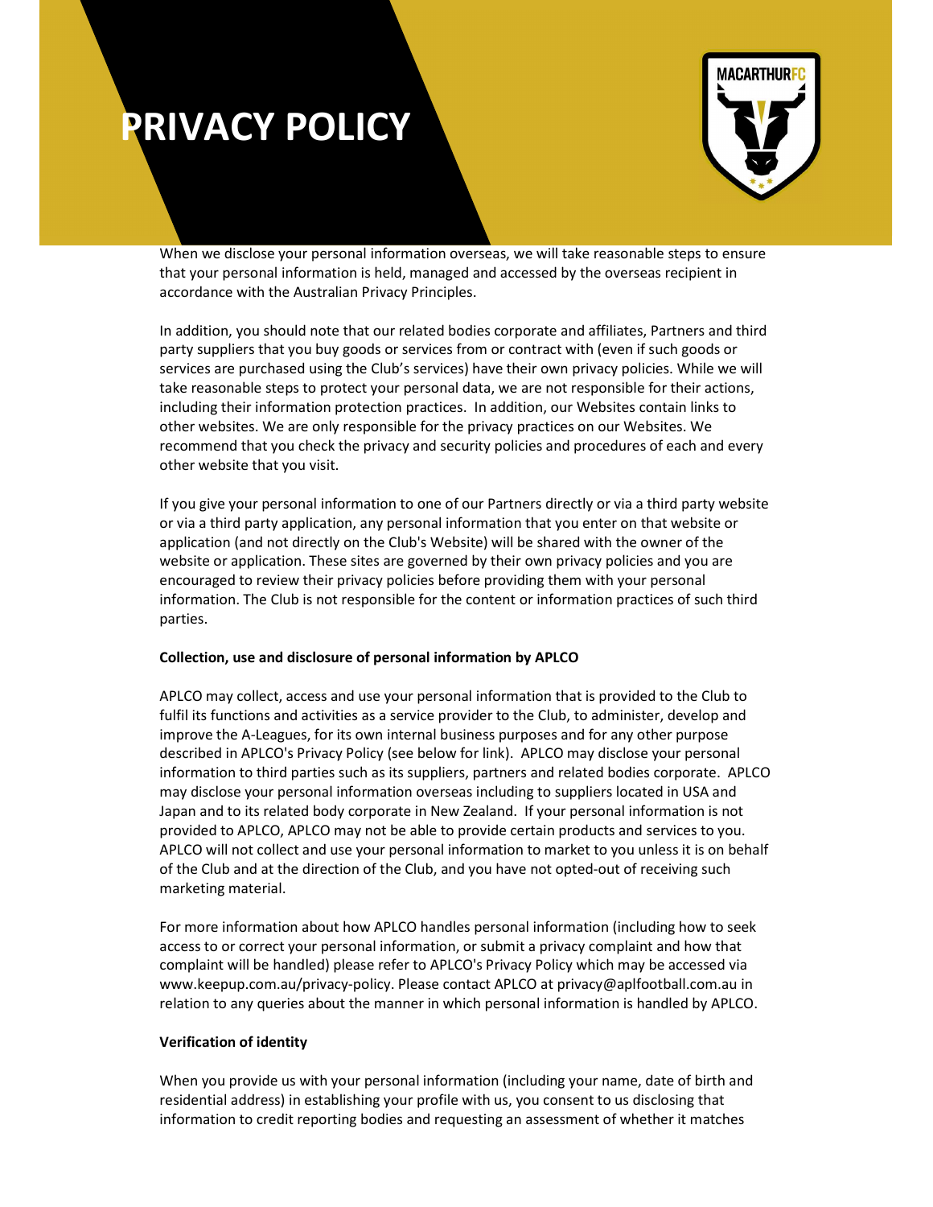When we disclose your personal information overseas, we will take reasonable steps to ensure that your personal information is held, managed and accessed by the overseas recipient in accordance with the Australian Privacy Principles.

In addition, you should note that our related bodies corporate and affiliates, Partners and third party suppliers that you buy goods or services from or contract with (even if such goods or services are purchased using the Club's services) have their own privacy policies. While we will take reasonable steps to protect your personal data, we are not responsible for their actions, including their information protection practices. In addition, our Websites contain links to other websites. We are only responsible for the privacy practices on our Websites. We recommend that you check the privacy and security policies and procedures of each and every other website that you visit.

If you give your personal information to one of our Partners directly or via a third party website or via a third party application, any personal information that you enter on that website or application (and not directly on the Club's Website) will be shared with the owner of the website or application. These sites are governed by their own privacy policies and you are encouraged to review their privacy policies before providing them with your personal information. The Club is not responsible for the content or information practices of such third parties.

**Collection, use and disclosure of personal information by APLCO**

APLCO may collect, access and use your personal information that is provided to the Club to fulfil its functions and activities as a service provider to the Club, to administer, develop and improve the A-Leagues, for its own internal business purposes and for any other purpose described in APLCO's Privacy Policy (see below for link). APLCO may disclose your personal information to third parties such as its suppliers, partners and related bodies corporate. APLCO may disclose your personal information overseas including to suppliers located in USA and Japan and to its related body corporate in New Zealand. If your personal information is not provided to APLCO, APLCO may not be able to provide certain products and services to you. APLCO will not collect and use your personal information to market to you unless it is on behalf of the Club and at the direction of the Club, and you have not opted-out of receiving such marketing material.

For more information about how APLCO handles personal information (including how to seek access to or correct your personal information, or submit a privacy complaint and how that complaint will be handled) please refer to APLCO's Privacy Policy which may be accessed via www.keepup.com.au/privacy-policy. Please contact APLCO at privacy@aplfootball.com.au in relation to any queries about the manner in which personal information is handled by APLCO.

**Verification of identity**

When you provide us with your personal information (including your name, date of birth and residential address) in establishing your profile with us, you consent to us disclosing that information to credit reporting bodies and requesting an assessment of whether it matches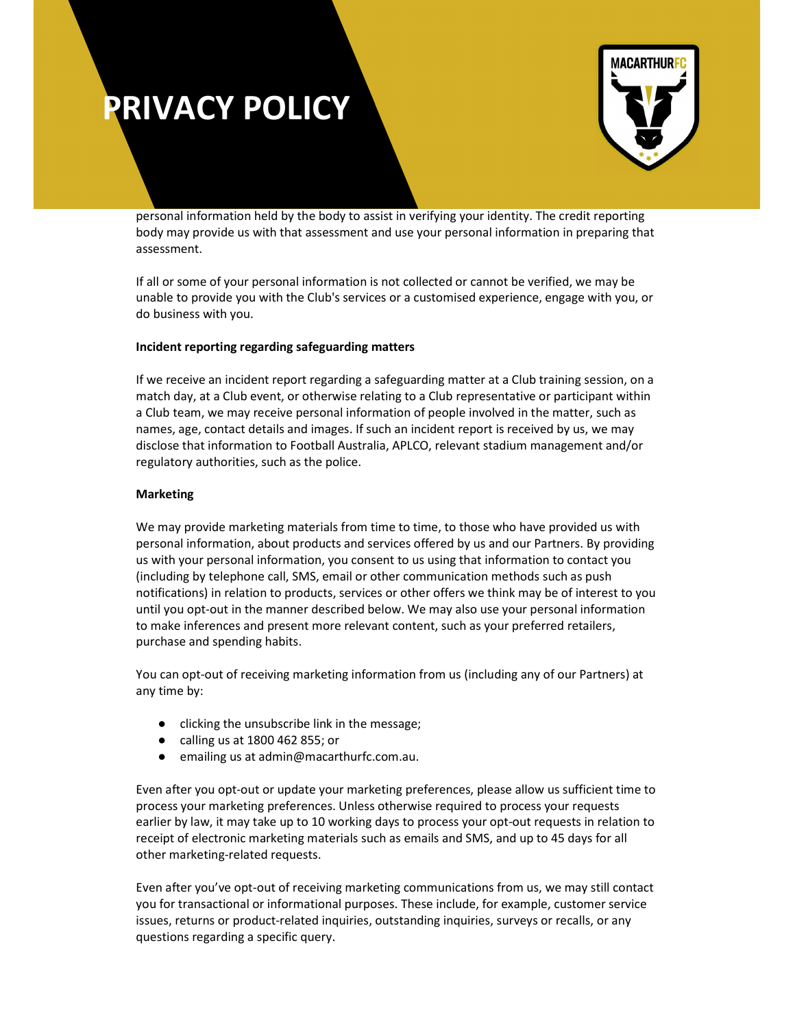personal information held by the body to assist in verifying your identity. The credit reporting body may provide us with that assessment and use your personal information in preparing that assessment.

If all or some of your personal information is not collected or cannot be verified, we may be unable to provide you with the Club's services or a customised experience, engage with you, or do business with you.

**Incident reporting regarding safeguarding matters**

If we receive an incident report regarding a safeguarding matter at a Club training session, on a match day, at a Club event, or otherwise relating to a Club representative or participant within a Club team, we may receive personal information of people involved in the matter, such as names, age, contact details and images. If such an incident report is received by us, we may disclose that information to Football Australia, APLCO, relevant stadium management and/or regulatory authorities, such as the police.

**Marketing**

We may provide marketing materials from time to time, to those who have provided us with personal information, about products and services offered by us and our Partners. By providing us with your personal information, you consent to us using that information to contact you (including by telephone call, SMS, email or other communication methods such as push notifications) in relation to products, services or other offers we think may be of interest to you until you opt-out in the manner described below. We may also use your personal information to make inferences and present more relevant content, such as your preferred retailers, purchase and spending habits.

You can opt-out of receiving marketing information from us (including any of our Partners) at any time by:

- clicking the unsubscribe link in the message;
- calling us at 1800 462 855; or
- emailing us at admin@macarthurfc.com.au.

Even after you opt-out or update your marketing preferences, please allow us sufficient time to process your marketing preferences. Unless otherwise required to process your requests earlier by law, it may take up to 10 working days to process your opt-out requests in relation to receipt of electronic marketing materials such as emails and SMS, and up to 45 days for all other marketing-related requests.

Even after you've opt-out of receiving marketing communications from us, we may still contact you for transactional or informational purposes. These include, for example, customer service issues, returns or product-related inquiries, outstanding inquiries, surveys or recalls, or any questions regarding a specific query.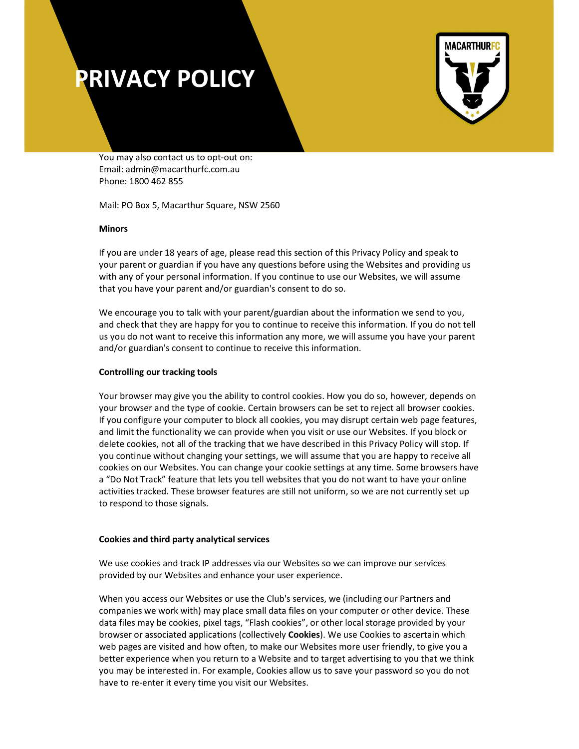You may also contact us to opt-out on:
Email: admin@macarthurfc.com.au
Phone: 1800 462 855

Mail: PO Box 5, Macarthur Square, NSW 2560

**Minors**

If you are under 18 years of age, please read this section of this Privacy Policy and speak to your parent or guardian if you have any questions before using the Websites and providing us with any of your personal information. If you continue to use our Websites, we will assume that you have your parent and/or guardian's consent to do so.

We encourage you to talk with your parent/guardian about the information we send to you, and check that they are happy for you to continue to receive this information. If you do not tell us you do not want to receive this information any more, we will assume you have your parent and/or guardian's consent to continue to receive this information.

**Controlling our tracking tools**

Your browser may give you the ability to control cookies. How you do so, however, depends on your browser and the type of cookie. Certain browsers can be set to reject all browser cookies. If you configure your computer to block all cookies, you may disrupt certain web page features, and limit the functionality we can provide when you visit or use our Websites. If you block or delete cookies, not all of the tracking that we have described in this Privacy Policy will stop. If you continue without changing your settings, we will assume that you are happy to receive all cookies on our Websites. You can change your cookie settings at any time. Some browsers have a "Do Not Track" feature that lets you tell websites that you do not want to have your online activities tracked. These browser features are still not uniform, so we are not currently set up to respond to those signals.

**Cookies and third party analytical services**

We use cookies and track IP addresses via our Websites so we can improve our services provided by our Websites and enhance your user experience.

When you access our Websites or use the Club's services, we (including our Partners and companies we work with) may place small data files on your computer or other device. These data files may be cookies, pixel tags, "Flash cookies", or other local storage provided by your browser or associated applications (collectively **Cookies**). We use Cookies to ascertain which web pages are visited and how often, to make our Websites more user friendly, to give you a better experience when you return to a Website and to target advertising to you that we think you may be interested in. For example, Cookies allow us to save your password so you do not have to re-enter it every time you visit our Websites.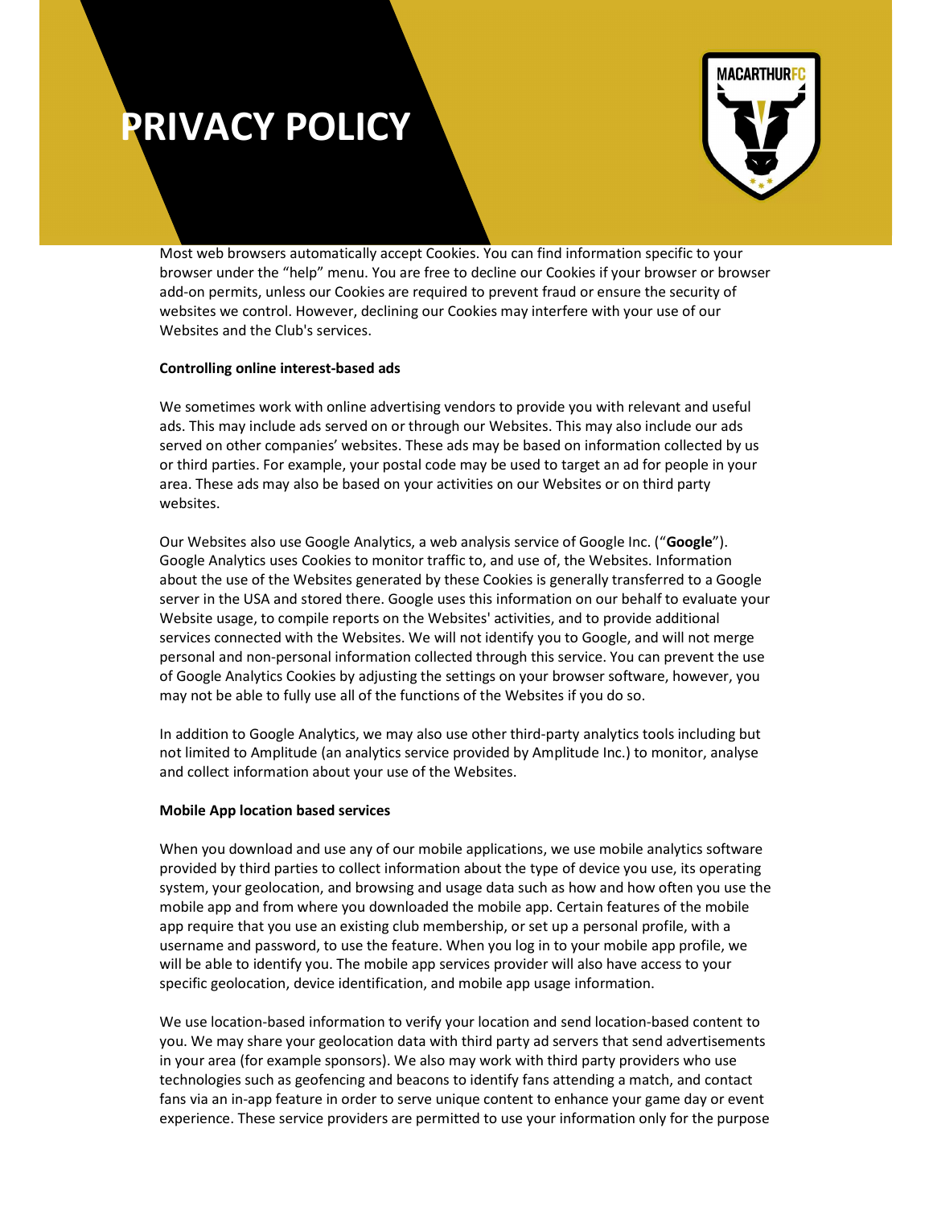Most web browsers automatically accept Cookies. You can find information specific to your browser under the "help" menu. You are free to decline our Cookies if your browser or browser add-on permits, unless our Cookies are required to prevent fraud or ensure the security of websites we control. However, declining our Cookies may interfere with your use of our Websites and the Club's services.

**Controlling online interest-based ads**

We sometimes work with online advertising vendors to provide you with relevant and useful ads. This may include ads served on or through our Websites. This may also include our ads served on other companies' websites. These ads may be based on information collected by us or third parties. For example, your postal code may be used to target an ad for people in your area. These ads may also be based on your activities on our Websites or on third party websites.

Our Websites also use Google Analytics, a web analysis service of Google Inc. ("**Google**"). Google Analytics uses Cookies to monitor traffic to, and use of, the Websites. Information about the use of the Websites generated by these Cookies is generally transferred to a Google server in the USA and stored there. Google uses this information on our behalf to evaluate your Website usage, to compile reports on the Websites' activities, and to provide additional services connected with the Websites. We will not identify you to Google, and will not merge personal and non-personal information collected through this service. You can prevent the use of Google Analytics Cookies by adjusting the settings on your browser software, however, you may not be able to fully use all of the functions of the Websites if you do so.

In addition to Google Analytics, we may also use other third-party analytics tools including but not limited to Amplitude (an analytics service provided by Amplitude Inc.) to monitor, analyse and collect information about your use of the Websites.

**Mobile App location based services**

When you download and use any of our mobile applications, we use mobile analytics software provided by third parties to collect information about the type of device you use, its operating system, your geolocation, and browsing and usage data such as how and how often you use the mobile app and from where you downloaded the mobile app. Certain features of the mobile app require that you use an existing club membership, or set up a personal profile, with a username and password, to use the feature. When you log in to your mobile app profile, we will be able to identify you. The mobile app services provider will also have access to your specific geolocation, device identification, and mobile app usage information.

We use location-based information to verify your location and send location-based content to you. We may share your geolocation data with third party ad servers that send advertisements in your area (for example sponsors). We also may work with third party providers who use technologies such as geofencing and beacons to identify fans attending a match, and contact fans via an in-app feature in order to serve unique content to enhance your game day or event experience. These service providers are permitted to use your information only for the purpose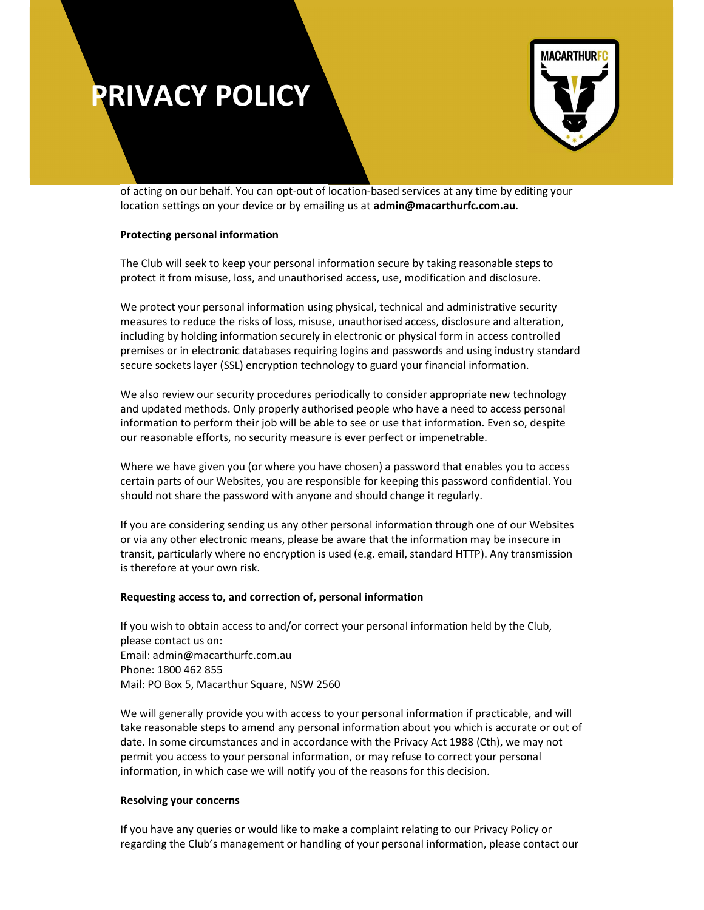of acting on our behalf. You can opt-out of location-based services at any time by editing your location settings on your device or by emailing us at **admin@macarthurfc.com.au**.

**Protecting personal information**

The Club will seek to keep your personal information secure by taking reasonable steps to protect it from misuse, loss, and unauthorised access, use, modification and disclosure.

We protect your personal information using physical, technical and administrative security measures to reduce the risks of loss, misuse, unauthorised access, disclosure and alteration, including by holding information securely in electronic or physical form in access controlled premises or in electronic databases requiring logins and passwords and using industry standard secure sockets layer (SSL) encryption technology to guard your financial information.

We also review our security procedures periodically to consider appropriate new technology and updated methods. Only properly authorised people who have a need to access personal information to perform their job will be able to see or use that information. Even so, despite our reasonable efforts, no security measure is ever perfect or impenetrable.

Where we have given you (or where you have chosen) a password that enables you to access certain parts of our Websites, you are responsible for keeping this password confidential. You should not share the password with anyone and should change it regularly.

If you are considering sending us any other personal information through one of our Websites or via any other electronic means, please be aware that the information may be insecure in transit, particularly where no encryption is used (e.g. email, standard HTTP). Any transmission is therefore at your own risk.

**Requesting access to, and correction of, personal information**

If you wish to obtain access to and/or correct your personal information held by the Club, please contact us on:
Email: admin@macarthurfc.com.au
Phone: 1800 462 855
Mail: PO Box 5, Macarthur Square, NSW 2560

We will generally provide you with access to your personal information if practicable, and will take reasonable steps to amend any personal information about you which is accurate or out of date. In some circumstances and in accordance with the Privacy Act 1988 (Cth), we may not permit you access to your personal information, or may refuse to correct your personal information, in which case we will notify you of the reasons for this decision.

**Resolving your concerns**

If you have any queries or would like to make a complaint relating to our Privacy Policy or regarding the Club's management or handling of your personal information, please contact our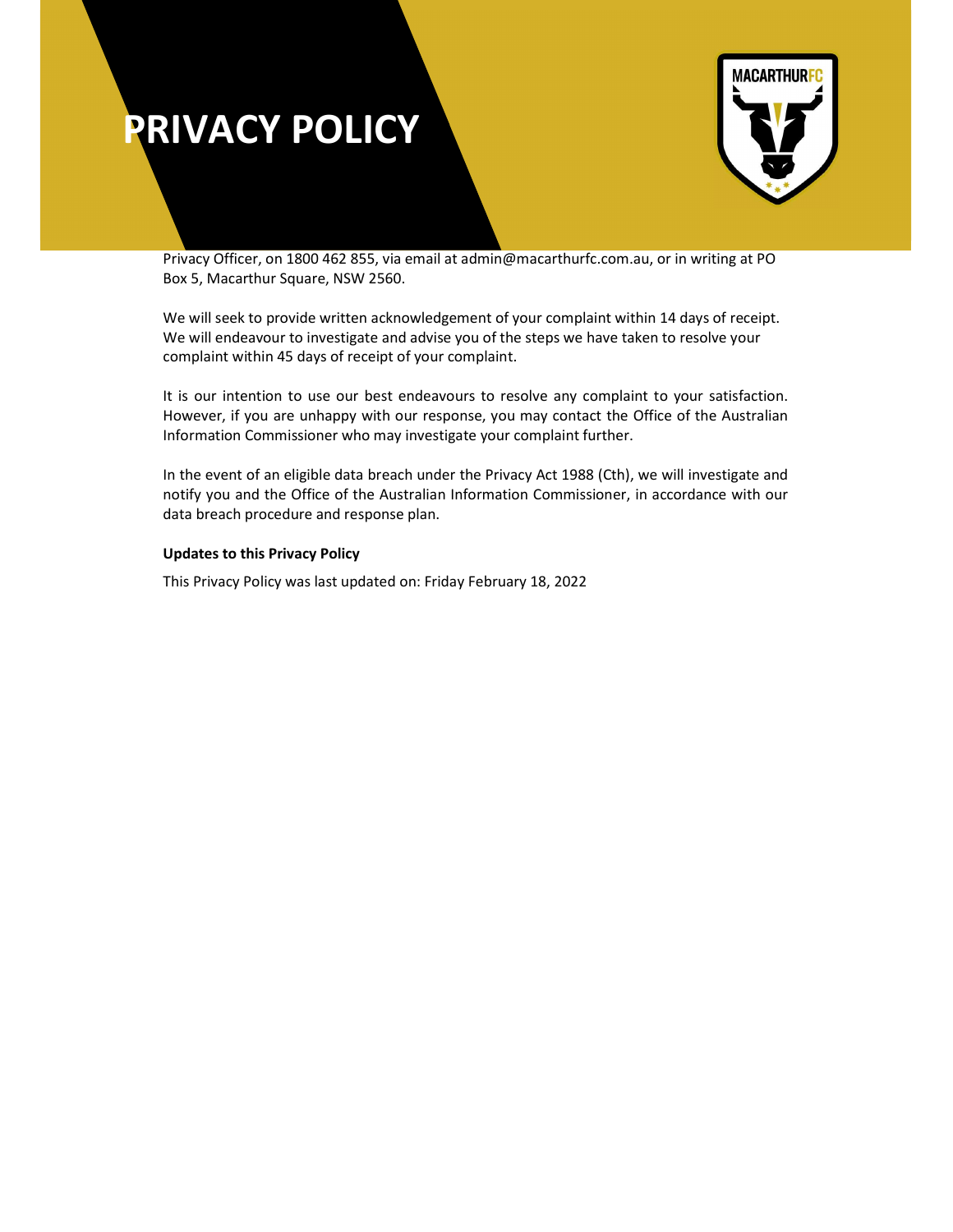# PRIVACY POLICY

Privacy Officer, on 1800 462 855, via email at admin@macarthurfc.com.au, or in writing at PO Box 5, Macarthur Square, NSW 2560.

We will seek to provide written acknowledgement of your complaint within 14 days of receipt. We will endeavour to investigate and advise you of the steps we have taken to resolve your complaint within 45 days of receipt of your complaint.

It is our intention to use our best endeavours to resolve any complaint to your satisfaction. However, if you are unhappy with our response, you may contact the Office of the Australian Information Commissioner who may investigate your complaint further.

In the event of an eligible data breach under the Privacy Act 1988 (Cth), we will investigate and notify you and the Office of the Australian Information Commissioner, in accordance with our data breach procedure and response plan.

**Updates to this Privacy Policy**

This Privacy Policy was last updated on: Friday February 18, 2022